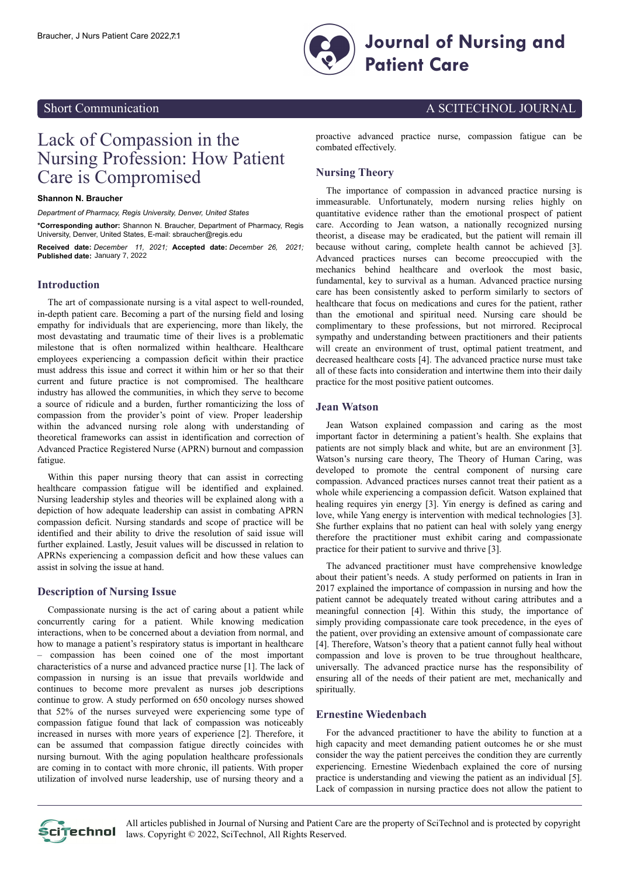Short Communication

A SCITECHNOL JOURNAL

# Lack of Compassion in the Nursing Profession: How Patient Care is Compromised

**Shannon N. Braucher**

*Department of Pharmacy, Regis University, Denver, United States*

**\*Corresponding author:** Shannon N. Braucher, Department of Pharmacy, Regis University, Denver, United States, E-mail: sbraucher@regis.edu

**Received date:** *December 11, 2021;* **Accepted date:** *December 26, 2021;* **Published date:** January 7, 2022

## Introduction

The art of compassionate nursing is a vital aspect to well-rounded, in-depth patient care. Becoming a part of the nursing field and losing empathy for individuals that are experiencing, more than likely, the most devastating and traumatic time of their lives is a problematic milestone that is often normalized within healthcare. Healthcare employees experiencing a compassion deficit within their practice must address this issue and correct it within him or her so that their current and future practice is not compromised. The healthcare industry has allowed the communities, in which they serve to become a source of ridicule and a burden, further romanticizing the loss of compassion from the provider's point of view. Proper leadership within the advanced nursing role along with understanding of theoretical frameworks can assist in identification and correction of Advanced Practice Registered Nurse (APRN) burnout and compassion fatigue.

Within this paper nursing theory that can assist in correcting healthcare compassion fatigue will be identified and explained. Nursing leadership styles and theories will be explained along with a depiction of how adequate leadership can assist in combating APRN compassion deficit. Nursing standards and scope of practice will be identified and their ability to drive the resolution of said issue will further explained. Lastly, Jesuit values will be discussed in relation to APRNs experiencing a compassion deficit and how these values can assist in solving the issue at hand.

## Description of Nursing Issue

Compassionate nursing is the act of caring about a patient while concurrently caring for a patient. While knowing medication interactions, when to be concerned about a deviation from normal, and how to manage a patient's respiratory status is important in healthcare – compassion has been coined one of the most important characteristics of a nurse and advanced practice nurse [1]. The lack of compassion in nursing is an issue that prevails worldwide and continues to become more prevalent as nurses job descriptions continue to grow. A study performed on 650 oncology nurses showed that 52% of the nurses surveyed were experiencing some type of compassion fatigue found that lack of compassion was noticeably increased in nurses with more years of experience [2]. Therefore, it can be assumed that compassion fatigue directly coincides with nursing burnout. With the aging population healthcare professionals are coming in to contact with more chronic, ill patients. With proper utilization of involved nurse leadership, use of nursing theory and a proactive advanced practice nurse, compassion fatigue can be combated effectively.

## Nursing Theory

The importance of compassion in advanced practice nursing is immeasurable. Unfortunately, modern nursing relies highly on quantitative evidence rather than the emotional prospect of patient care. According to Jean watson, a nationally recognized nursing theorist, a disease may be eradicated, but the patient will remain ill because without caring, complete health cannot be achieved [3]. Advanced practices nurses can become preoccupied with the mechanics behind healthcare and overlook the most basic, fundamental, key to survival as a human. Advanced practice nursing care has been consistently asked to perform similarly to sectors of healthcare that focus on medications and cures for the patient, rather than the emotional and spiritual need. Nursing care should be complimentary to these professions, but not mirrored. Reciprocal sympathy and understanding between practitioners and their patients will create an environment of trust, optimal patient treatment, and decreased healthcare costs [4]. The advanced practice nurse must take all of these facts into consideration and intertwine them into their daily practice for the most positive patient outcomes.

## Jean Watson

Jean Watson explained compassion and caring as the most important factor in determining a patient's health. She explains that patients are not simply black and white, but are an environment [3]. Watson's nursing care theory, The Theory of Human Caring, was developed to promote the central component of nursing care compassion. Advanced practices nurses cannot treat their patient as a whole while experiencing a compassion deficit. Watson explained that healing requires yin energy [3]. Yin energy is defined as caring and love, while Yang energy is intervention with medical technologies [3]. She further explains that no patient can heal with solely yang energy therefore the practitioner must exhibit caring and compassionate practice for their patient to survive and thrive [3].

The advanced practitioner must have comprehensive knowledge about their patient's needs. A study performed on patients in Iran in 2017 explained the importance of compassion in nursing and how the patient cannot be adequately treated without caring attributes and a meaningful connection [4]. Within this study, the importance of simply providing compassionate care took precedence, in the eyes of the patient, over providing an extensive amount of compassionate care [4]. Therefore, Watson's theory that a patient cannot fully heal without compassion and love is proven to be true throughout healthcare, universally. The advanced practice nurse has the responsibility of ensuring all of the needs of their patient are met, mechanically and spiritually.

## Ernestine Wiedenbach

For the advanced practitioner to have the ability to function at a high capacity and meet demanding patient outcomes he or she must consider the way the patient perceives the condition they are currently experiencing. Ernestine Wiedenbach explained the core of nursing practice is understanding and viewing the patient as an individual [5]. Lack of compassion in nursing practice does not allow the patient to

All articles published in Journal of Nursing and Patient Care are the property of SciTechnol and is protected by copyright laws. Copyright © 2022, SciTechnol, All Rights Reserved.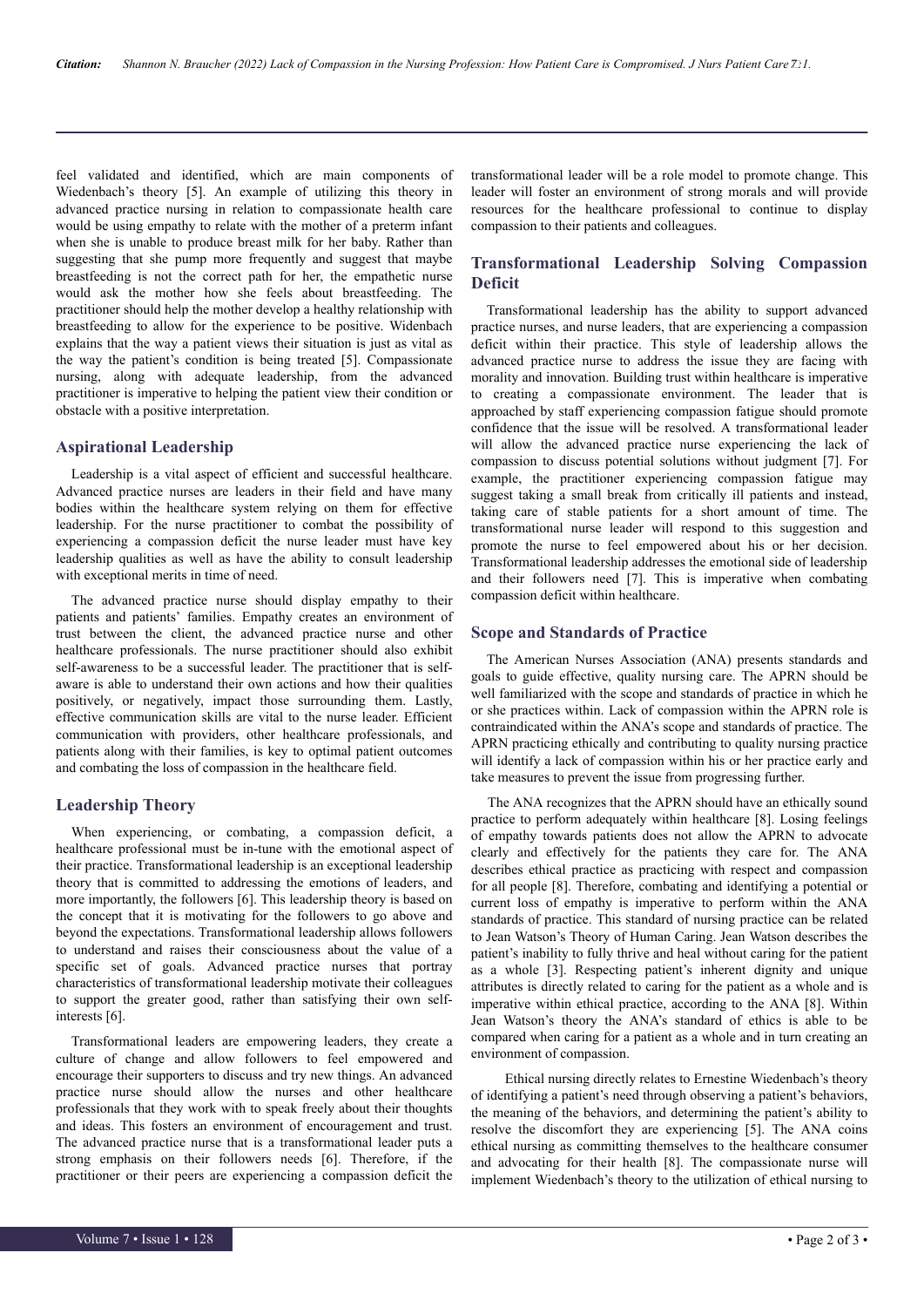feel validated and identified, which are main components of Wiedenbach's theory [5]. An example of utilizing this theory in advanced practice nursing in relation to compassionate health care would be using empathy to relate with the mother of a preterm infant when she is unable to produce breast milk for her baby. Rather than suggesting that she pump more frequently and suggest that maybe breastfeeding is not the correct path for her, the empathetic nurse would ask the mother how she feels about breastfeeding. The practitioner should help the mother develop a healthy relationship with breastfeeding to allow for the experience to be positive. Widenbach explains that the way a patient views their situation is just as vital as the way the patient's condition is being treated [5]. Compassionate nursing, along with adequate leadership, from the advanced practitioner is imperative to helping the patient view their condition or obstacle with a positive interpretation.

## Aspirational Leadership

Leadership is a vital aspect of efficient and successful healthcare. Advanced practice nurses are leaders in their field and have many bodies within the healthcare system relying on them for effective leadership. For the nurse practitioner to combat the possibility of experiencing a compassion deficit the nurse leader must have key leadership qualities as well as have the ability to consult leadership with exceptional merits in time of need.

The advanced practice nurse should display empathy to their patients and patients' families. Empathy creates an environment of trust between the client, the advanced practice nurse and other healthcare professionals. The nurse practitioner should also exhibit self-awareness to be a successful leader. The practitioner that is self-aware is able to understand their own actions and how their qualities positively, or negatively, impact those surrounding them. Lastly, effective communication skills are vital to the nurse leader. Efficient communication with providers, other healthcare professionals, and patients along with their families, is key to optimal patient outcomes and combating the loss of compassion in the healthcare field.

## Leadership Theory

When experiencing, or combating, a compassion deficit, a healthcare professional must be in-tune with the emotional aspect of their practice. Transformational leadership is an exceptional leadership theory that is committed to addressing the emotions of leaders, and more importantly, the followers [6]. This leadership theory is based on the concept that it is motivating for the followers to go above and beyond the expectations. Transformational leadership allows followers to understand and raises their consciousness about the value of a specific set of goals. Advanced practice nurses that portray characteristics of transformational leadership motivate their colleagues to support the greater good, rather than satisfying their own self-interests [6].

Transformational leaders are empowering leaders, they create a culture of change and allow followers to feel empowered and encourage their supporters to discuss and try new things. An advanced practice nurse should allow the nurses and other healthcare professionals that they work with to speak freely about their thoughts and ideas. This fosters an environment of encouragement and trust. The advanced practice nurse that is a transformational leader puts a strong emphasis on their followers needs [6]. Therefore, if the practitioner or their peers are experiencing a compassion deficit the transformational leader will be a role model to promote change. This leader will foster an environment of strong morals and will provide resources for the healthcare professional to continue to display compassion to their patients and colleagues.

## Transformational Leadership Solving Compassion Deficit

Transformational leadership has the ability to support advanced practice nurses, and nurse leaders, that are experiencing a compassion deficit within their practice. This style of leadership allows the advanced practice nurse to address the issue they are facing with morality and innovation. Building trust within healthcare is imperative to creating a compassionate environment. The leader that is approached by staff experiencing compassion fatigue should promote confidence that the issue will be resolved. A transformational leader will allow the advanced practice nurse experiencing the lack of compassion to discuss potential solutions without judgment [7]. For example, the practitioner experiencing compassion fatigue may suggest taking a small break from critically ill patients and instead, taking care of stable patients for a short amount of time. The transformational nurse leader will respond to this suggestion and promote the nurse to feel empowered about his or her decision. Transformational leadership addresses the emotional side of leadership and their followers need [7]. This is imperative when combating compassion deficit within healthcare.

## Scope and Standards of Practice

The American Nurses Association (ANA) presents standards and goals to guide effective, quality nursing care. The APRN should be well familiarized with the scope and standards of practice in which he or she practices within. Lack of compassion within the APRN role is contraindicated within the ANA's scope and standards of practice. The APRN practicing ethically and contributing to quality nursing practice will identify a lack of compassion within his or her practice early and take measures to prevent the issue from progressing further.

The ANA recognizes that the APRN should have an ethically sound practice to perform adequately within healthcare [8]. Losing feelings of empathy towards patients does not allow the APRN to advocate clearly and effectively for the patients they care for. The ANA describes ethical practice as practicing with respect and compassion for all people [8]. Therefore, combating and identifying a potential or current loss of empathy is imperative to perform within the ANA standards of practice. This standard of nursing practice can be related to Jean Watson's Theory of Human Caring. Jean Watson describes the patient's inability to fully thrive and heal without caring for the patient as a whole [3]. Respecting patient's inherent dignity and unique attributes is directly related to caring for the patient as a whole and is imperative within ethical practice, according to the ANA [8]. Within Jean Watson's theory the ANA's standard of ethics is able to be compared when caring for a patient as a whole and in turn creating an environment of compassion.

Ethical nursing directly relates to Ernestine Wiedenbach's theory of identifying a patient's need through observing a patient's behaviors, the meaning of the behaviors, and determining the patient's ability to resolve the discomfort they are experiencing [5]. The ANA coins ethical nursing as committing themselves to the healthcare consumer and advocating for their health [8]. The compassionate nurse will implement Wiedenbach's theory to the utilization of ethical nursing to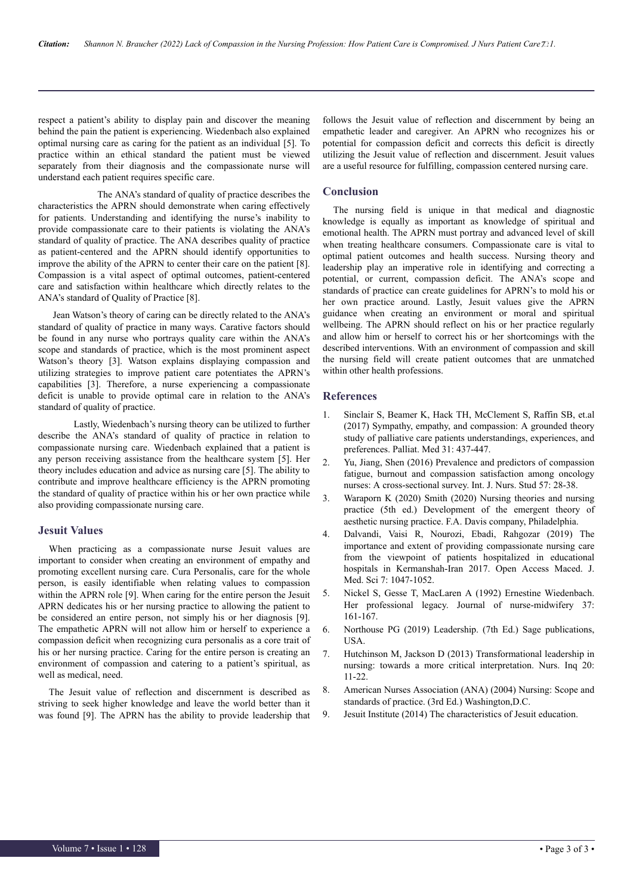respect a patient's ability to display pain and discover the meaning behind the pain the patient is experiencing. Wiedenbach also explained optimal nursing care as caring for the patient as an individual [5]. To practice within an ethical standard the patient must be viewed separately from their diagnosis and the compassionate nurse will understand each patient requires specific care.

The ANA's standard of quality of practice describes the characteristics the APRN should demonstrate when caring effectively for patients. Understanding and identifying the nurse's inability to provide compassionate care to their patients is violating the ANA's standard of quality of practice. The ANA describes quality of practice as patient-centered and the APRN should identify opportunities to improve the ability of the APRN to center their care on the patient [8]. Compassion is a vital aspect of optimal outcomes, patient-centered care and satisfaction within healthcare which directly relates to the ANA's standard of Quality of Practice [8].

Jean Watson's theory of caring can be directly related to the ANA's standard of quality of practice in many ways. Carative factors should be found in any nurse who portrays quality care within the ANA's scope and standards of practice, which is the most prominent aspect Watson's theory [3]. Watson explains displaying compassion and utilizing strategies to improve patient care potentiates the APRN's capabilities [3]. Therefore, a nurse experiencing a compassionate deficit is unable to provide optimal care in relation to the ANA's standard of quality of practice.

Lastly, Wiedenbach's nursing theory can be utilized to further describe the ANA's standard of quality of practice in relation to compassionate nursing care. Wiedenbach explained that a patient is any person receiving assistance from the healthcare system [5]. Her theory includes education and advice as nursing care [5]. The ability to contribute and improve healthcare efficiency is the APRN promoting the standard of quality of practice within his or her own practice while also providing compassionate nursing care.

## Jesuit Values

When practicing as a compassionate nurse Jesuit values are important to consider when creating an environment of empathy and promoting excellent nursing care. Cura Personalis, care for the whole person, is easily identifiable when relating values to compassion within the APRN role [9]. When caring for the entire person the Jesuit APRN dedicates his or her nursing practice to allowing the patient to be considered an entire person, not simply his or her diagnosis [9]. The empathetic APRN will not allow him or herself to experience a compassion deficit when recognizing cura personalis as a core trait of his or her nursing practice. Caring for the entire person is creating an environment of compassion and catering to a patient's spiritual, as well as medical, need.

The Jesuit value of reflection and discernment is described as striving to seek higher knowledge and leave the world better than it was found [9]. The APRN has the ability to provide leadership that follows the Jesuit value of reflection and discernment by being an empathetic leader and caregiver. An APRN who recognizes his or potential for compassion deficit and corrects this deficit is directly utilizing the Jesuit value of reflection and discernment. Jesuit values are a useful resource for fulfilling, compassion centered nursing care.

## Conclusion

The nursing field is unique in that medical and diagnostic knowledge is equally as important as knowledge of spiritual and emotional health. The APRN must portray and advanced level of skill when treating healthcare consumers. Compassionate care is vital to optimal patient outcomes and health success. Nursing theory and leadership play an imperative role in identifying and correcting a potential, or current, compassion deficit. The ANA's scope and standards of practice can create guidelines for APRN's to mold his or her own practice around. Lastly, Jesuit values give the APRN guidance when creating an environment or moral and spiritual wellbeing. The APRN should reflect on his or her practice regularly and allow him or herself to correct his or her shortcomings with the described interventions. With an environment of compassion and skill the nursing field will create patient outcomes that are unmatched within other health professions.

## References

1. Sinclair S, Beamer K, Hack TH, McClement S, Raffin SB, et.al (2017) Sympathy, empathy, and compassion: A grounded theory study of palliative care patients understandings, experiences, and preferences. Palliat. Med 31: 437-447.
2. Yu, Jiang, Shen (2016) Prevalence and predictors of compassion fatigue, burnout and compassion satisfaction among oncology nurses: A cross-sectional survey. Int. J. Nurs. Stud 57: 28-38.
3. Waraporn K (2020) Smith (2020) Nursing theories and nursing practice (5th ed.) Development of the emergent theory of aesthetic nursing practice. F.A. Davis company, Philadelphia.
4. Dalvandi, Vaisi R, Nourozi, Ebadi, Rahgozar (2019) The importance and extent of providing compassionate nursing care from the viewpoint of patients hospitalized in educational hospitals in Kermanshah-Iran 2017. Open Access Maced. J. Med. Sci 7: 1047-1052.
5. Nickel S, Gesse T, MacLaren A (1992) Ernestine Wiedenbach. Her professional legacy. Journal of nurse-midwifery 37: 161-167.
6. Northouse PG (2019) Leadership. (7th Ed.) Sage publications, USA.
7. Hutchinson M, Jackson D (2013) Transformational leadership in nursing: towards a more critical interpretation. Nurs. Inq 20: 11-22.
8. American Nurses Association (ANA) (2004) Nursing: Scope and standards of practice. (3rd Ed.) Washington,D.C.
9. Jesuit Institute (2014) The characteristics of Jesuit education.